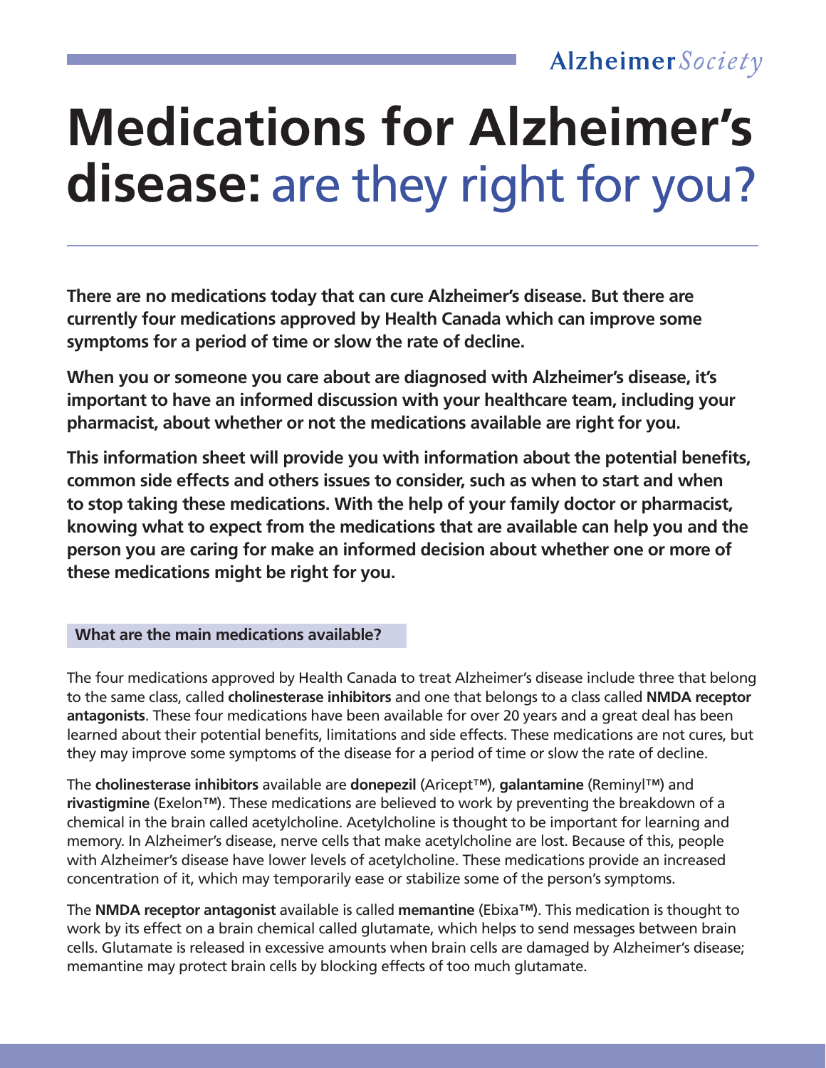# Medications for Alzheimer's disease: are they right for you?

**There are no medications today that can cure Alzheimer's disease. But there are currently four medications approved by Health Canada which can improve some symptoms for a period of time or slow the rate of decline.**

**When you or someone you care about are diagnosed with Alzheimer's disease, it's important to have an informed discussion with your healthcare team, including your pharmacist, about whether or not the medications available are right for you.**

**This information sheet will provide you with information about the potential benefits, common side effects and others issues to consider, such as when to start and when to stop taking these medications. With the help of your family doctor or pharmacist, knowing what to expect from the medications that are available can help you and the person you are caring for make an informed decision about whether one or more of these medications might be right for you.**

## What are the main medications available?

The four medications approved by Health Canada to treat Alzheimer's disease include three that belong to the same class, called **cholinesterase inhibitors** and one that belongs to a class called **NMDA receptor antagonists**. These four medications have been available for over 20 years and a great deal has been learned about their potential benefits, limitations and side effects. These medications are not cures, but they may improve some symptoms of the disease for a period of time or slow the rate of decline.

The **cholinesterase inhibitors** available are **donepezil** (Aricept™), **galantamine** (Reminyl™) and **rivastigmine** (Exelon™). These medications are believed to work by preventing the breakdown of a chemical in the brain called acetylcholine. Acetylcholine is thought to be important for learning and memory. In Alzheimer's disease, nerve cells that make acetylcholine are lost. Because of this, people with Alzheimer's disease have lower levels of acetylcholine. These medications provide an increased concentration of it, which may temporarily ease or stabilize some of the person's symptoms.

The **NMDA receptor antagonist** available is called **memantine** (Ebixa™). This medication is thought to work by its effect on a brain chemical called glutamate, which helps to send messages between brain cells. Glutamate is released in excessive amounts when brain cells are damaged by Alzheimer's disease; memantine may protect brain cells by blocking effects of too much glutamate.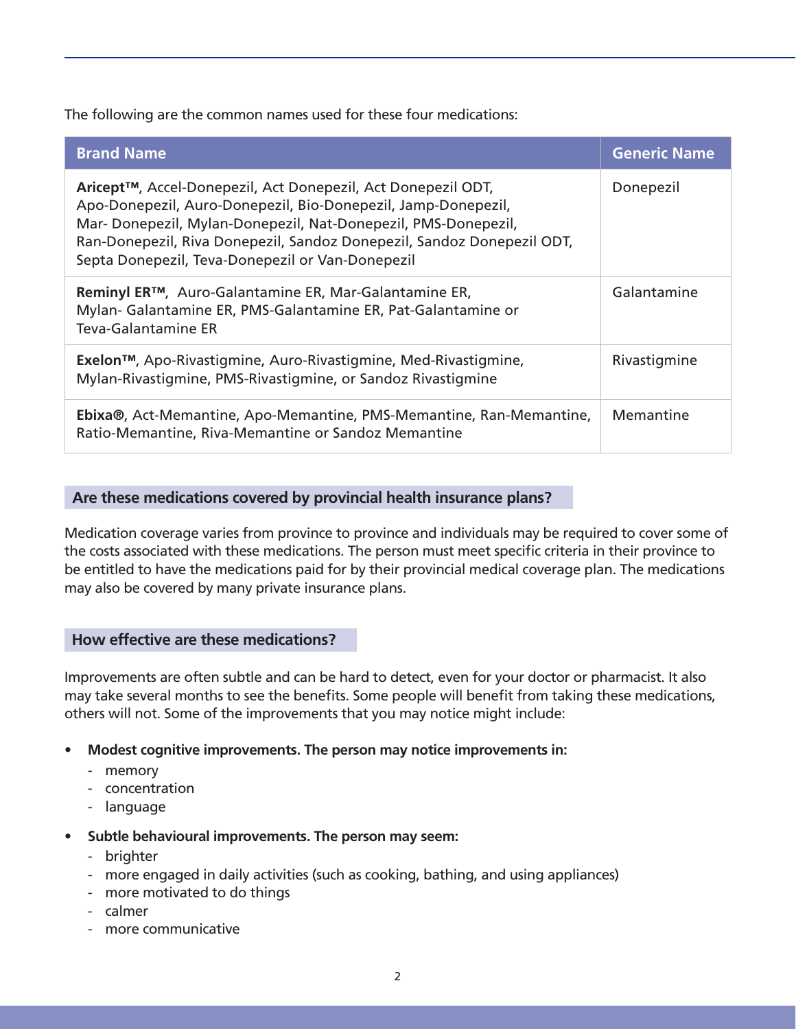The following are the common names used for these four medications:

| Brand Name | Generic Name |
| --- | --- |
| **Aricept™**, Accel-Donepezil, Act Donepezil, Act Donepezil ODT, Apo-Donepezil, Auro-Donepezil, Bio-Donepezil, Jamp-Donepezil, Mar- Donepezil, Mylan-Donepezil, Nat-Donepezil, PMS-Donepezil, Ran-Donepezil, Riva Donepezil, Sandoz Donepezil, Sandoz Donepezil ODT, Septa Donepezil, Teva-Donepezil or Van-Donepezil | Donepezil |
| **Reminyl ER™**, Auro-Galantamine ER, Mar-Galantamine ER, Mylan- Galantamine ER, PMS-Galantamine ER, Pat-Galantamine or Teva-Galantamine ER | Galantamine |
| **Exelon™**, Apo-Rivastigmine, Auro-Rivastigmine, Med-Rivastigmine, Mylan-Rivastigmine, PMS-Rivastigmine, or Sandoz Rivastigmine | Rivastigmine |
| **Ebixa®**, Act-Memantine, Apo-Memantine, PMS-Memantine, Ran-Memantine, Ratio-Memantine, Riva-Memantine or Sandoz Memantine | Memantine |

## Are these medications covered by provincial health insurance plans?

Medication coverage varies from province to province and individuals may be required to cover some of the costs associated with these medications. The person must meet specific criteria in their province to be entitled to have the medications paid for by their provincial medical coverage plan. The medications may also be covered by many private insurance plans.

## How effective are these medications?

Improvements are often subtle and can be hard to detect, even for your doctor or pharmacist. It also may take several months to see the benefits. Some people will benefit from taking these medications, others will not. Some of the improvements that you may notice might include:

- **Modest cognitive improvements. The person may notice improvements in:**
  - memory
  - concentration
  - language
- **Subtle behavioural improvements. The person may seem:**
  - brighter
  - more engaged in daily activities (such as cooking, bathing, and using appliances)
  - more motivated to do things
  - calmer
  - more communicative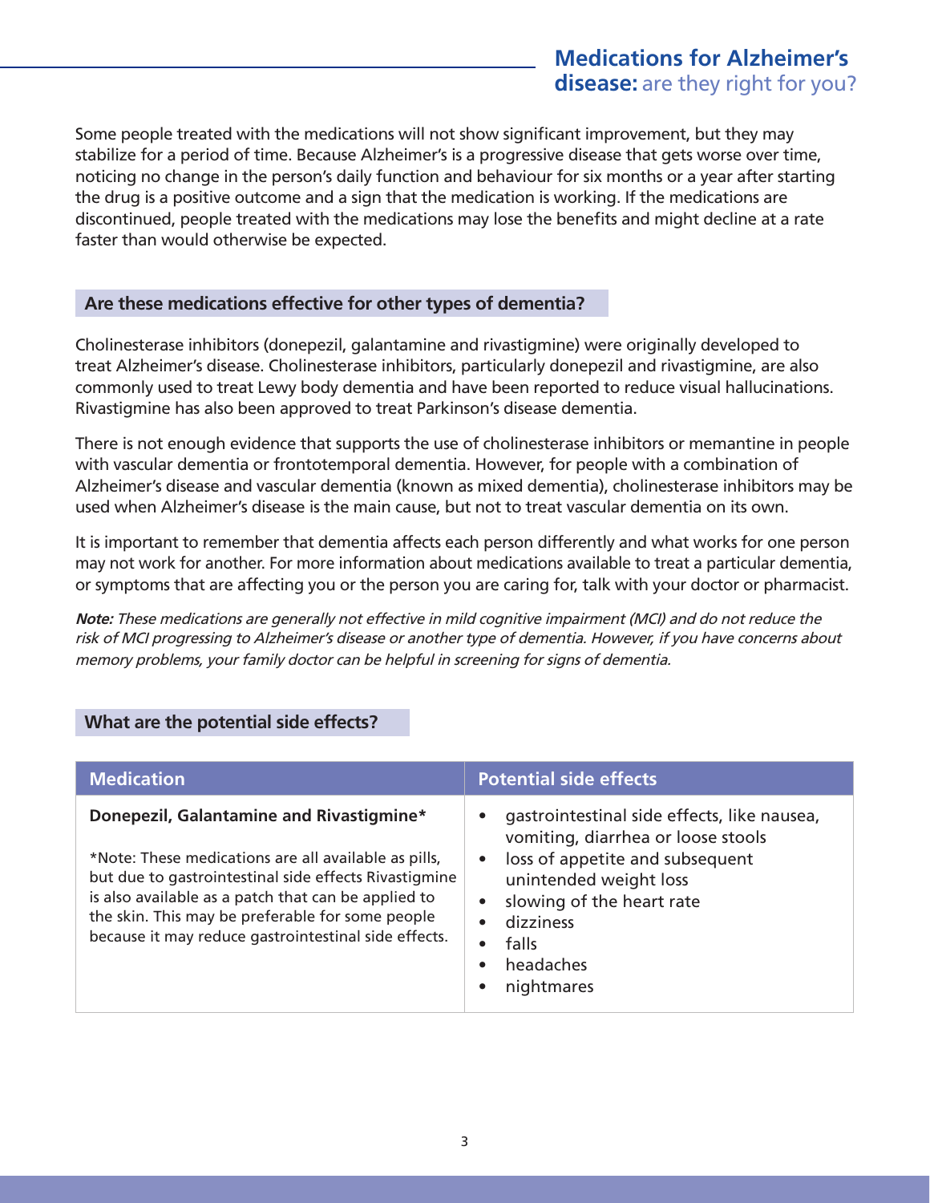Some people treated with the medications will not show significant improvement, but they may stabilize for a period of time. Because Alzheimer's is a progressive disease that gets worse over time, noticing no change in the person's daily function and behaviour for six months or a year after starting the drug is a positive outcome and a sign that the medication is working. If the medications are discontinued, people treated with the medications may lose the benefits and might decline at a rate faster than would otherwise be expected.

## Are these medications effective for other types of dementia?

Cholinesterase inhibitors (donepezil, galantamine and rivastigmine) were originally developed to treat Alzheimer's disease. Cholinesterase inhibitors, particularly donepezil and rivastigmine, are also commonly used to treat Lewy body dementia and have been reported to reduce visual hallucinations. Rivastigmine has also been approved to treat Parkinson's disease dementia.

There is not enough evidence that supports the use of cholinesterase inhibitors or memantine in people with vascular dementia or frontotemporal dementia. However, for people with a combination of Alzheimer's disease and vascular dementia (known as mixed dementia), cholinesterase inhibitors may be used when Alzheimer's disease is the main cause, but not to treat vascular dementia on its own.

It is important to remember that dementia affects each person differently and what works for one person may not work for another. For more information about medications available to treat a particular dementia, or symptoms that are affecting you or the person you are caring for, talk with your doctor or pharmacist.

***Note:*** *These medications are generally not effective in mild cognitive impairment (MCI) and do not reduce the risk of MCI progressing to Alzheimer's disease or another type of dementia. However, if you have concerns about memory problems, your family doctor can be helpful in screening for signs of dementia.*

## What are the potential side effects?

| Medication | Potential side effects |
|---|---|
| **Donepezil, Galantamine and Rivastigmine*** <br><br> *Note: These medications are all available as pills, but due to gastrointestinal side effects Rivastigmine is also available as a patch that can be applied to the skin. This may be preferable for some people because it may reduce gastrointestinal side effects. | • gastrointestinal side effects, like nausea, vomiting, diarrhea or loose stools <br> • loss of appetite and subsequent unintended weight loss <br> • slowing of the heart rate <br> • dizziness <br> • falls <br> • headaches <br> • nightmares |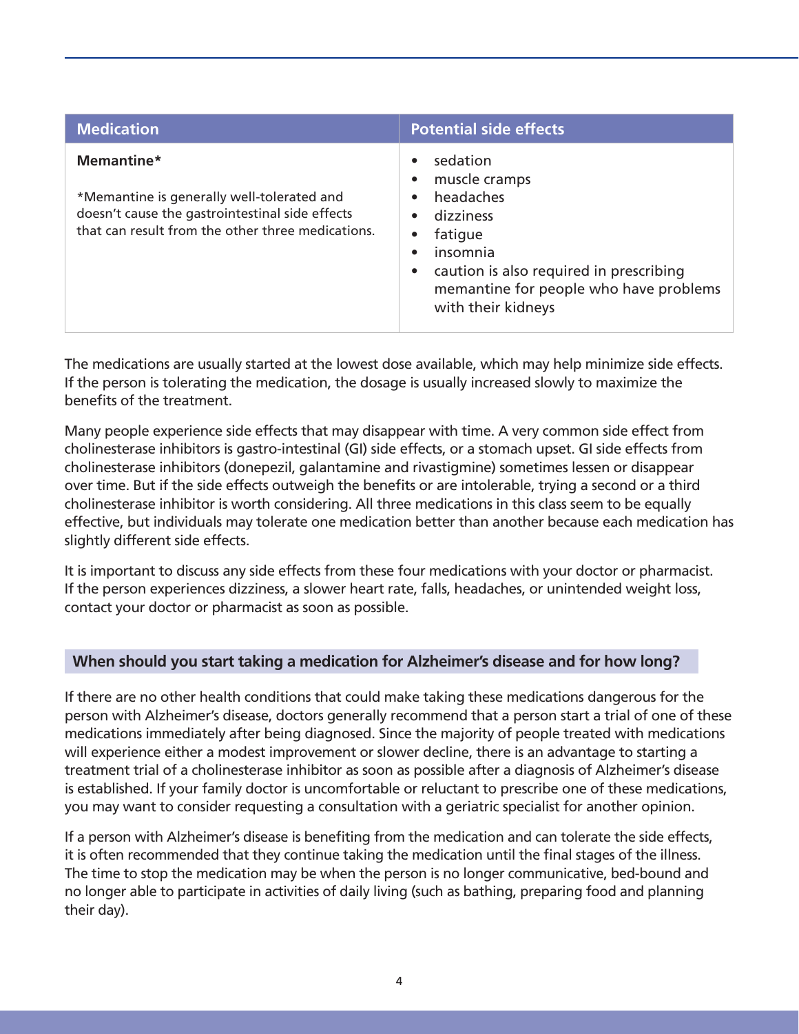| Medication | Potential side effects |
| --- | --- |
| **Memantine*** <br><br> *Memantine is generally well-tolerated and doesn't cause the gastrointestinal side effects that can result from the other three medications. | • sedation <br> • muscle cramps <br> • headaches <br> • dizziness <br> • fatigue <br> • insomnia <br> • caution is also required in prescribing memantine for people who have problems with their kidneys |

The medications are usually started at the lowest dose available, which may help minimize side effects. If the person is tolerating the medication, the dosage is usually increased slowly to maximize the benefits of the treatment.

Many people experience side effects that may disappear with time. A very common side effect from cholinesterase inhibitors is gastro-intestinal (GI) side effects, or a stomach upset. GI side effects from cholinesterase inhibitors (donepezil, galantamine and rivastigmine) sometimes lessen or disappear over time. But if the side effects outweigh the benefits or are intolerable, trying a second or a third cholinesterase inhibitor is worth considering. All three medications in this class seem to be equally effective, but individuals may tolerate one medication better than another because each medication has slightly different side effects.

It is important to discuss any side effects from these four medications with your doctor or pharmacist. If the person experiences dizziness, a slower heart rate, falls, headaches, or unintended weight loss, contact your doctor or pharmacist as soon as possible.

## When should you start taking a medication for Alzheimer's disease and for how long?

If there are no other health conditions that could make taking these medications dangerous for the person with Alzheimer's disease, doctors generally recommend that a person start a trial of one of these medications immediately after being diagnosed. Since the majority of people treated with medications will experience either a modest improvement or slower decline, there is an advantage to starting a treatment trial of a cholinesterase inhibitor as soon as possible after a diagnosis of Alzheimer's disease is established. If your family doctor is uncomfortable or reluctant to prescribe one of these medications, you may want to consider requesting a consultation with a geriatric specialist for another opinion.

If a person with Alzheimer's disease is benefiting from the medication and can tolerate the side effects, it is often recommended that they continue taking the medication until the final stages of the illness. The time to stop the medication may be when the person is no longer communicative, bed-bound and no longer able to participate in activities of daily living (such as bathing, preparing food and planning their day).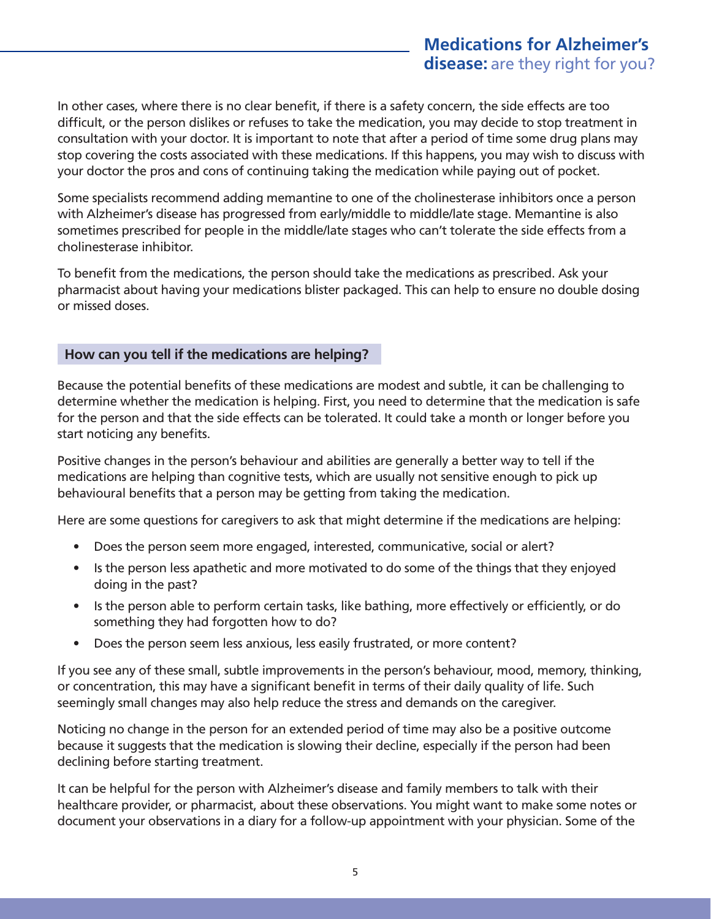In other cases, where there is no clear benefit, if there is a safety concern, the side effects are too difficult, or the person dislikes or refuses to take the medication, you may decide to stop treatment in consultation with your doctor. It is important to note that after a period of time some drug plans may stop covering the costs associated with these medications. If this happens, you may wish to discuss with your doctor the pros and cons of continuing taking the medication while paying out of pocket.

Some specialists recommend adding memantine to one of the cholinesterase inhibitors once a person with Alzheimer's disease has progressed from early/middle to middle/late stage. Memantine is also sometimes prescribed for people in the middle/late stages who can't tolerate the side effects from a cholinesterase inhibitor.

To benefit from the medications, the person should take the medications as prescribed. Ask your pharmacist about having your medications blister packaged. This can help to ensure no double dosing or missed doses.

## How can you tell if the medications are helping?

Because the potential benefits of these medications are modest and subtle, it can be challenging to determine whether the medication is helping. First, you need to determine that the medication is safe for the person and that the side effects can be tolerated. It could take a month or longer before you start noticing any benefits.

Positive changes in the person's behaviour and abilities are generally a better way to tell if the medications are helping than cognitive tests, which are usually not sensitive enough to pick up behavioural benefits that a person may be getting from taking the medication.

Here are some questions for caregivers to ask that might determine if the medications are helping:

- Does the person seem more engaged, interested, communicative, social or alert?
- Is the person less apathetic and more motivated to do some of the things that they enjoyed doing in the past?
- Is the person able to perform certain tasks, like bathing, more effectively or efficiently, or do something they had forgotten how to do?
- Does the person seem less anxious, less easily frustrated, or more content?

If you see any of these small, subtle improvements in the person's behaviour, mood, memory, thinking, or concentration, this may have a significant benefit in terms of their daily quality of life. Such seemingly small changes may also help reduce the stress and demands on the caregiver.

Noticing no change in the person for an extended period of time may also be a positive outcome because it suggests that the medication is slowing their decline, especially if the person had been declining before starting treatment.

It can be helpful for the person with Alzheimer's disease and family members to talk with their healthcare provider, or pharmacist, about these observations. You might want to make some notes or document your observations in a diary for a follow-up appointment with your physician. Some of the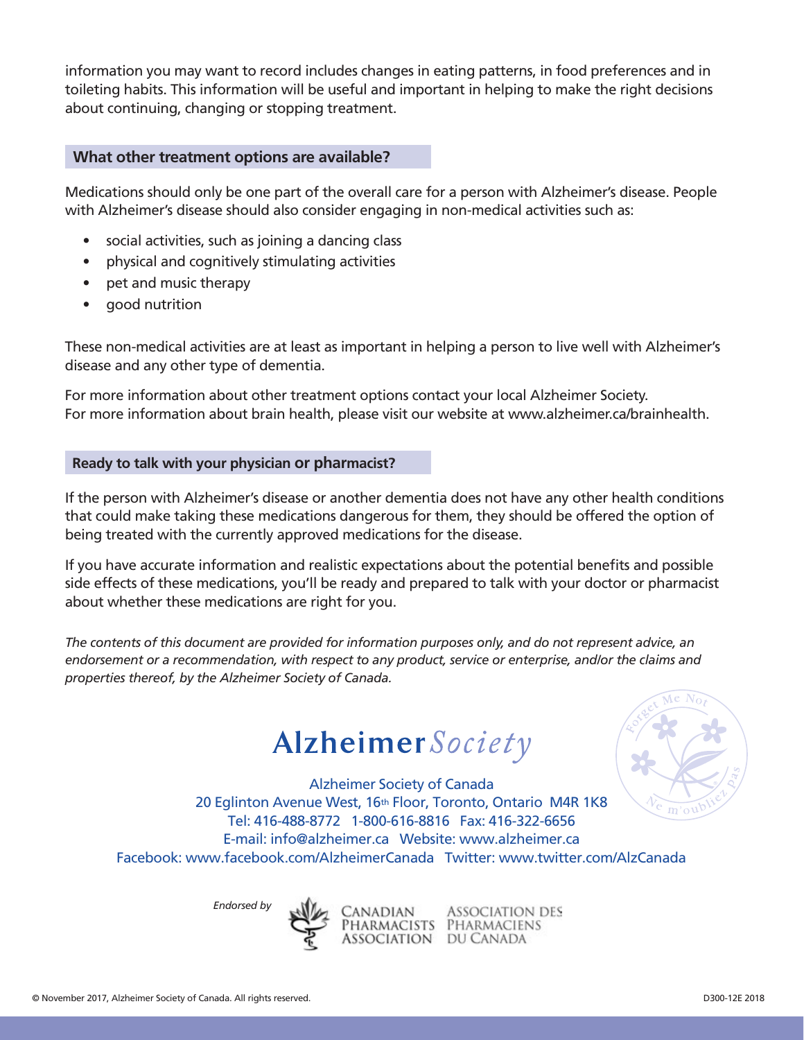information you may want to record includes changes in eating patterns, in food preferences and in toileting habits. This information will be useful and important in helping to make the right decisions about continuing, changing or stopping treatment.

## What other treatment options are available?

Medications should only be one part of the overall care for a person with Alzheimer's disease. People with Alzheimer's disease should also consider engaging in non-medical activities such as:

- social activities, such as joining a dancing class
- physical and cognitively stimulating activities
- pet and music therapy
- good nutrition

These non-medical activities are at least as important in helping a person to live well with Alzheimer's disease and any other type of dementia.

For more information about other treatment options contact your local Alzheimer Society.
For more information about brain health, please visit our website at www.alzheimer.ca/brainhealth.

## Ready to talk with your physician or pharmacist?

If the person with Alzheimer's disease or another dementia does not have any other health conditions that could make taking these medications dangerous for them, they should be offered the option of being treated with the currently approved medications for the disease.

If you have accurate information and realistic expectations about the potential benefits and possible side effects of these medications, you'll be ready and prepared to talk with your doctor or pharmacist about whether these medications are right for you.

*The contents of this document are provided for information purposes only, and do not represent advice, an endorsement or a recommendation, with respect to any product, service or enterprise, and/or the claims and properties thereof, by the Alzheimer Society of Canada.*

**Alzheimer** *Society*

Alzheimer Society of Canada
20 Eglinton Avenue West, 16th Floor, Toronto, Ontario M4R 1K8
Tel: 416-488-8772 1-800-616-8816 Fax: 416-322-6656
E-mail: info@alzheimer.ca Website: www.alzheimer.ca
Facebook: www.facebook.com/AlzheimerCanada Twitter: www.twitter.com/AlzCanada

*Endorsed by* Canadian Pharmacists Association / Association des Pharmaciens du Canada

© November 2017, Alzheimer Society of Canada. All rights reserved.

D300-12E 2018